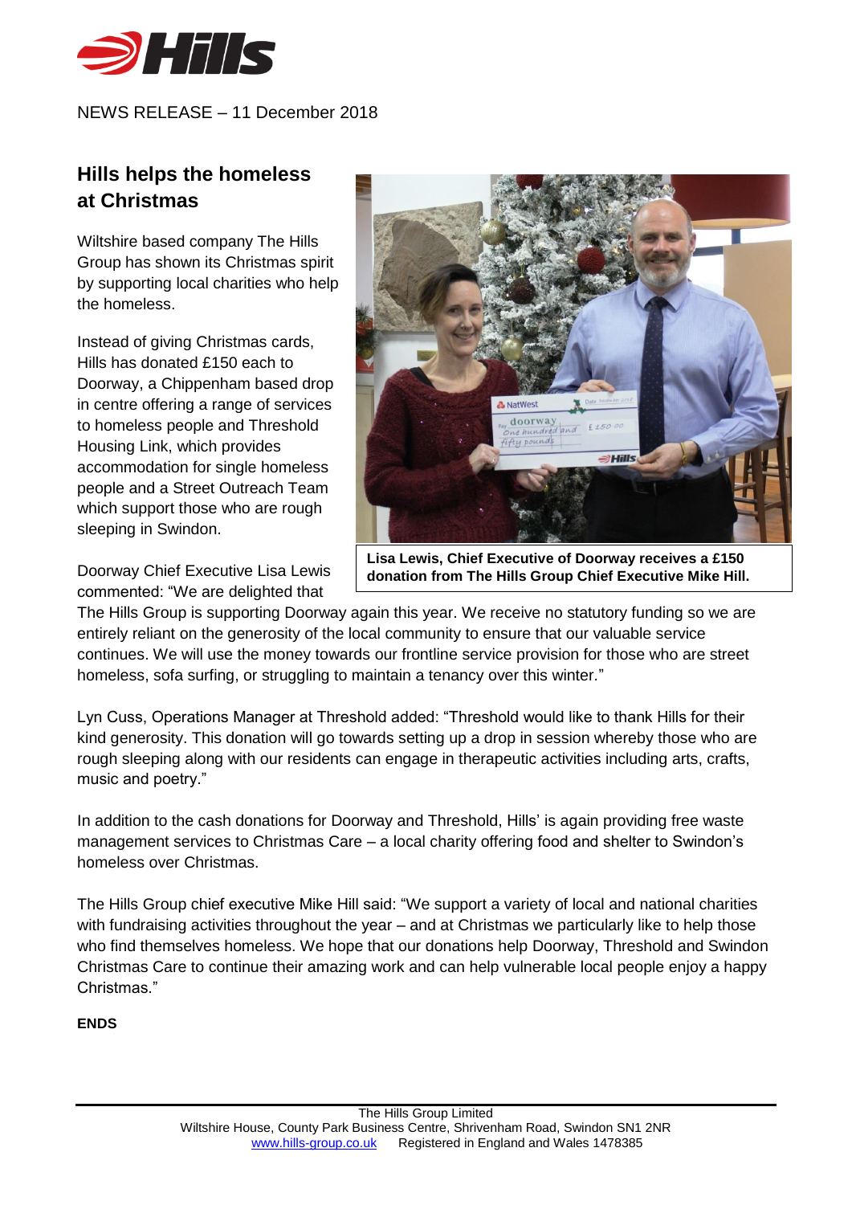NEWS RELEASE – 11 December 2018

## Hills helps the homeless at Christmas

Wiltshire based company The Hills Group has shown its Christmas spirit by supporting local charities who help the homeless.

Instead of giving Christmas cards, Hills has donated £150 each to Doorway, a Chippenham based drop in centre offering a range of services to homeless people and Threshold Housing Link, which provides accommodation for single homeless people and a Street Outreach Team which support those who are rough sleeping in Swindon.

**Lisa Lewis, Chief Executive of Doorway receives a £150 donation from The Hills Group Chief Executive Mike Hill.**

Doorway Chief Executive Lisa Lewis commented: "We are delighted that The Hills Group is supporting Doorway again this year. We receive no statutory funding so we are entirely reliant on the generosity of the local community to ensure that our valuable service continues. We will use the money towards our frontline service provision for those who are street homeless, sofa surfing, or struggling to maintain a tenancy over this winter."

Lyn Cuss, Operations Manager at Threshold added: "Threshold would like to thank Hills for their kind generosity. This donation will go towards setting up a drop in session whereby those who are rough sleeping along with our residents can engage in therapeutic activities including arts, crafts, music and poetry."

In addition to the cash donations for Doorway and Threshold, Hills' is again providing free waste management services to Christmas Care – a local charity offering food and shelter to Swindon's homeless over Christmas.

The Hills Group chief executive Mike Hill said: "We support a variety of local and national charities with fundraising activities throughout the year – and at Christmas we particularly like to help those who find themselves homeless. We hope that our donations help Doorway, Threshold and Swindon Christmas Care to continue their amazing work and can help vulnerable local people enjoy a happy Christmas."

**ENDS**

The Hills Group Limited
Wiltshire House, County Park Business Centre, Shrivenham Road, Swindon SN1 2NR
www.hills-group.co.uk Registered in England and Wales 1478385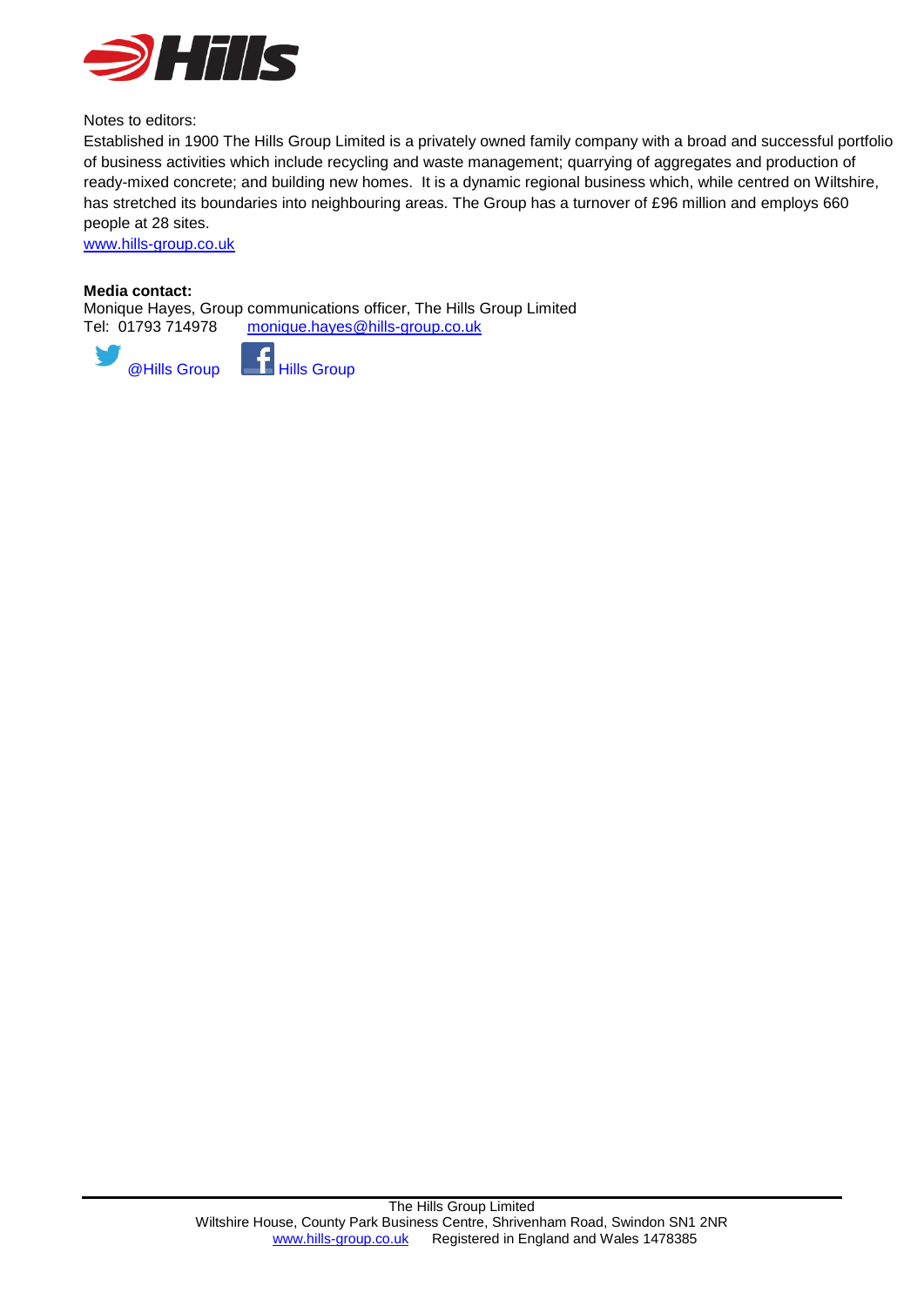Notes to editors:

Established in 1900 The Hills Group Limited is a privately owned family company with a broad and successful portfolio of business activities which include recycling and waste management; quarrying of aggregates and production of ready-mixed concrete; and building new homes. It is a dynamic regional business which, while centred on Wiltshire, has stretched its boundaries into neighbouring areas. The Group has a turnover of £96 million and employs 660 people at 28 sites.

www.hills-group.co.uk

**Media contact:**

Monique Hayes, Group communications officer, The Hills Group Limited
Tel: 01793 714978 monique.hayes@hills-group.co.uk

@Hills Group Hills Group

The Hills Group Limited
Wiltshire House, County Park Business Centre, Shrivenham Road, Swindon SN1 2NR
www.hills-group.co.uk Registered in England and Wales 1478385